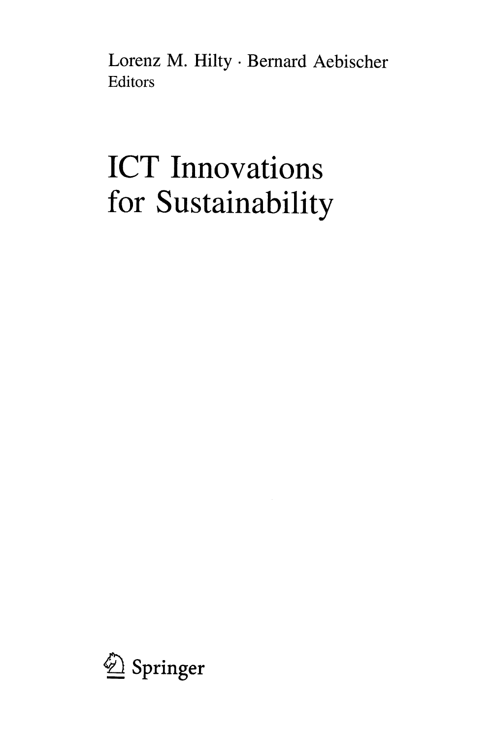Lorenz M. Hilty · Bernard Aebischer
Editors

# ICT Innovations for Sustainability

Springer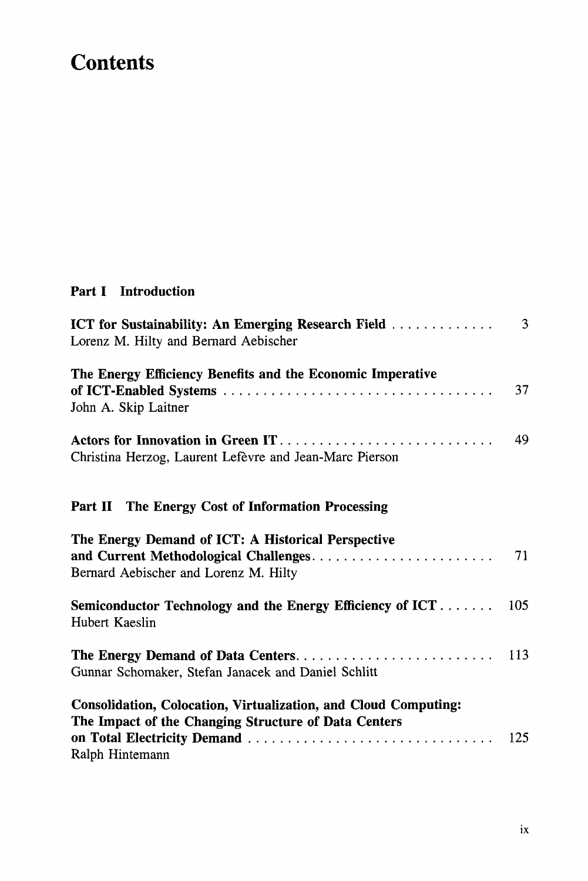# Contents

## Part I Introduction

**ICT for Sustainability: An Emerging Research Field** . . . . . . . . . . . . . 3
Lorenz M. Hilty and Bernard Aebischer

**The Energy Efficiency Benefits and the Economic Imperative of ICT-Enabled Systems** . . . . . . . . . . . . . . . . . . . . . . . . . . . . . . . . . . 37
John A. Skip Laitner

**Actors for Innovation in Green IT** . . . . . . . . . . . . . . . . . . . . . . . . . . . 49
Christina Herzog, Laurent Lefèvre and Jean-Marc Pierson

## Part II The Energy Cost of Information Processing

**The Energy Demand of ICT: A Historical Perspective and Current Methodological Challenges** . . . . . . . . . . . . . . . . . . . . . . . 71
Bernard Aebischer and Lorenz M. Hilty

**Semiconductor Technology and the Energy Efficiency of ICT** . . . . . . . 105
Hubert Kaeslin

**The Energy Demand of Data Centers** . . . . . . . . . . . . . . . . . . . . . . . . . 113
Gunnar Schomaker, Stefan Janacek and Daniel Schlitt

**Consolidation, Colocation, Virtualization, and Cloud Computing: The Impact of the Changing Structure of Data Centers on Total Electricity Demand** . . . . . . . . . . . . . . . . . . . . . . . . . . . . . . . 125
Ralph Hintemann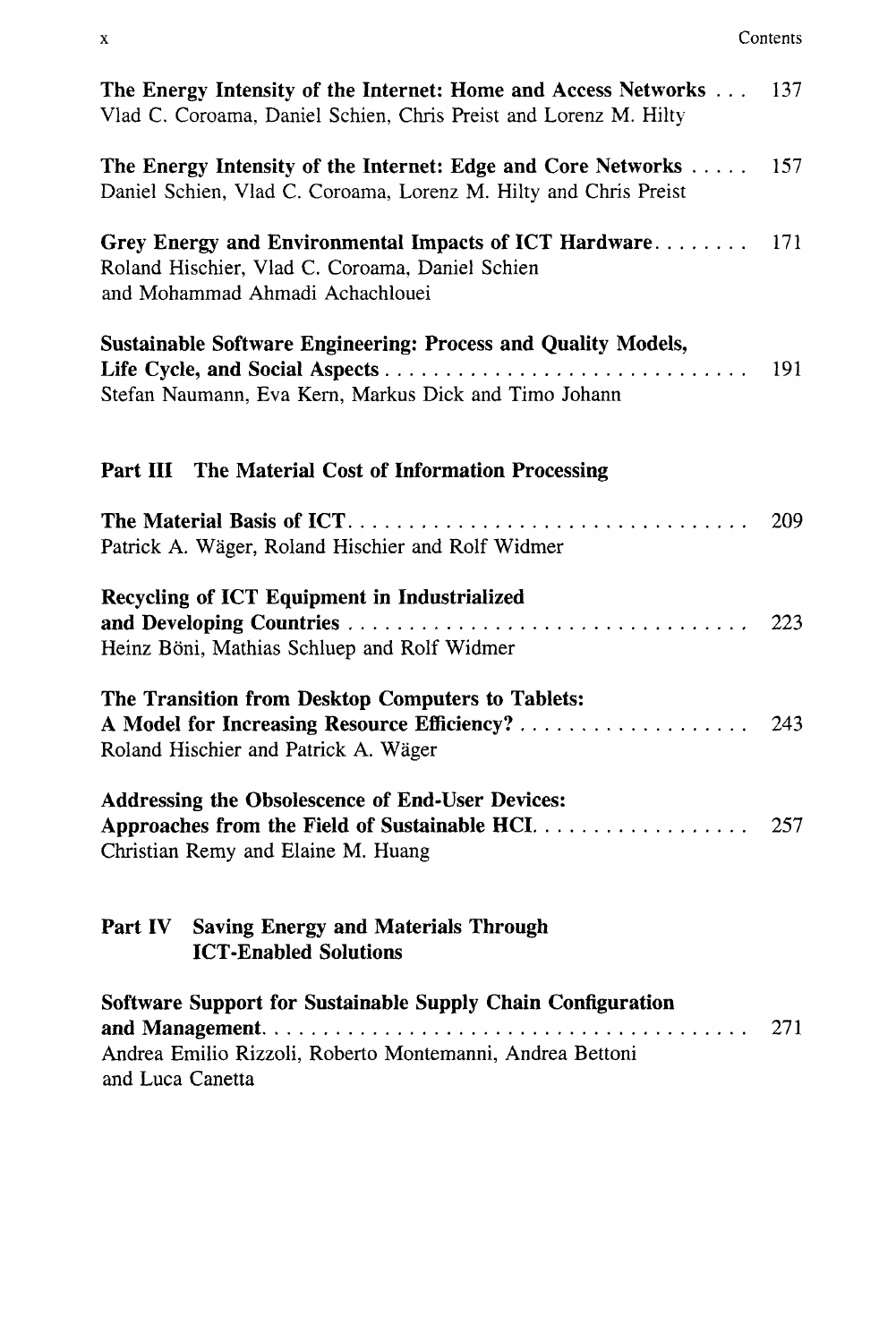**The Energy Intensity of the Internet: Home and Access Networks** . . . 137
Vlad C. Coroama, Daniel Schien, Chris Preist and Lorenz M. Hilty

**The Energy Intensity of the Internet: Edge and Core Networks** . . . . . 157
Daniel Schien, Vlad C. Coroama, Lorenz M. Hilty and Chris Preist

**Grey Energy and Environmental Impacts of ICT Hardware**. . . . . . . . 171
Roland Hischier, Vlad C. Coroama, Daniel Schien
and Mohammad Ahmadi Achachlouei

**Sustainable Software Engineering: Process and Quality Models, Life Cycle, and Social Aspects** . . . . . . . . . . . . . . . . . . . . . . . . . . . . . 191
Stefan Naumann, Eva Kern, Markus Dick and Timo Johann

## Part III The Material Cost of Information Processing

**The Material Basis of ICT**. . . . . . . . . . . . . . . . . . . . . . . . . . . . . . . . 209
Patrick A. Wäger, Roland Hischier and Rolf Widmer

**Recycling of ICT Equipment in Industrialized and Developing Countries** . . . . . . . . . . . . . . . . . . . . . . . . . . . . . . . . 223
Heinz Böni, Mathias Schluep and Rolf Widmer

**The Transition from Desktop Computers to Tablets: A Model for Increasing Resource Efficiency?** . . . . . . . . . . . . . . . . . . . 243
Roland Hischier and Patrick A. Wäger

**Addressing the Obsolescence of End-User Devices: Approaches from the Field of Sustainable HCI**. . . . . . . . . . . . . . . . . . 257
Christian Remy and Elaine M. Huang

## Part IV Saving Energy and Materials Through ICT-Enabled Solutions

**Software Support for Sustainable Supply Chain Configuration and Management**. . . . . . . . . . . . . . . . . . . . . . . . . . . . . . . . . . . . . . . . 271
Andrea Emilio Rizzoli, Roberto Montemanni, Andrea Bettoni
and Luca Canetta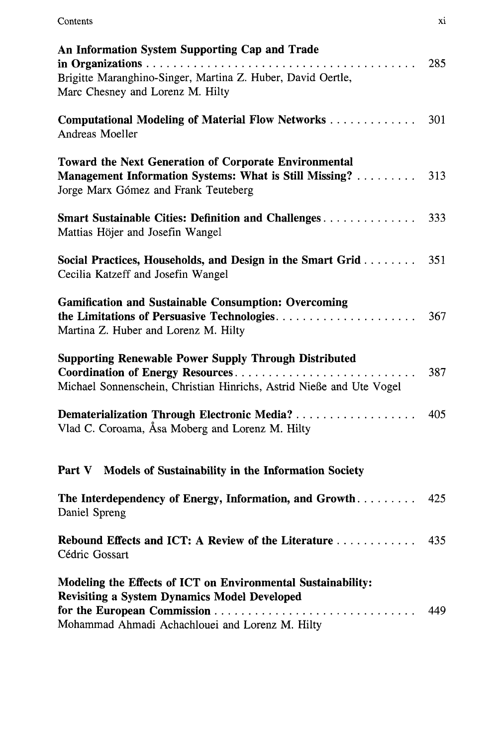**An Information System Supporting Cap and Trade in Organizations** . . . . . . . . . . . . . . . . . . . . . . . . . . . . . . . . . . . . . . . . 285
Brigitte Maranghino-Singer, Martina Z. Huber, David Oertle, Marc Chesney and Lorenz M. Hilty

**Computational Modeling of Material Flow Networks** . . . . . . . . . . . . . 301
Andreas Moeller

**Toward the Next Generation of Corporate Environmental Management Information Systems: What is Still Missing?** . . . . . . . . . 313
Jorge Marx Gómez and Frank Teuteberg

**Smart Sustainable Cities: Definition and Challenges** . . . . . . . . . . . . . . 333
Mattias Höjer and Josefin Wangel

**Social Practices, Households, and Design in the Smart Grid** . . . . . . . . 351
Cecilia Katzeff and Josefin Wangel

**Gamification and Sustainable Consumption: Overcoming the Limitations of Persuasive Technologies** . . . . . . . . . . . . . . . . . . . . . 367
Martina Z. Huber and Lorenz M. Hilty

**Supporting Renewable Power Supply Through Distributed Coordination of Energy Resources** . . . . . . . . . . . . . . . . . . . . . . . . . . . 387
Michael Sonnenschein, Christian Hinrichs, Astrid Nieße and Ute Vogel

**Dematerialization Through Electronic Media?** . . . . . . . . . . . . . . . . . . 405
Vlad C. Coroama, Åsa Moberg and Lorenz M. Hilty

## Part V Models of Sustainability in the Information Society

**The Interdependency of Energy, Information, and Growth** . . . . . . . . . 425
Daniel Spreng

**Rebound Effects and ICT: A Review of the Literature** . . . . . . . . . . . . 435
Cédric Gossart

**Modeling the Effects of ICT on Environmental Sustainability: Revisiting a System Dynamics Model Developed for the European Commission** . . . . . . . . . . . . . . . . . . . . . . . . . . . . . . 449
Mohammad Ahmadi Achachlouei and Lorenz M. Hilty